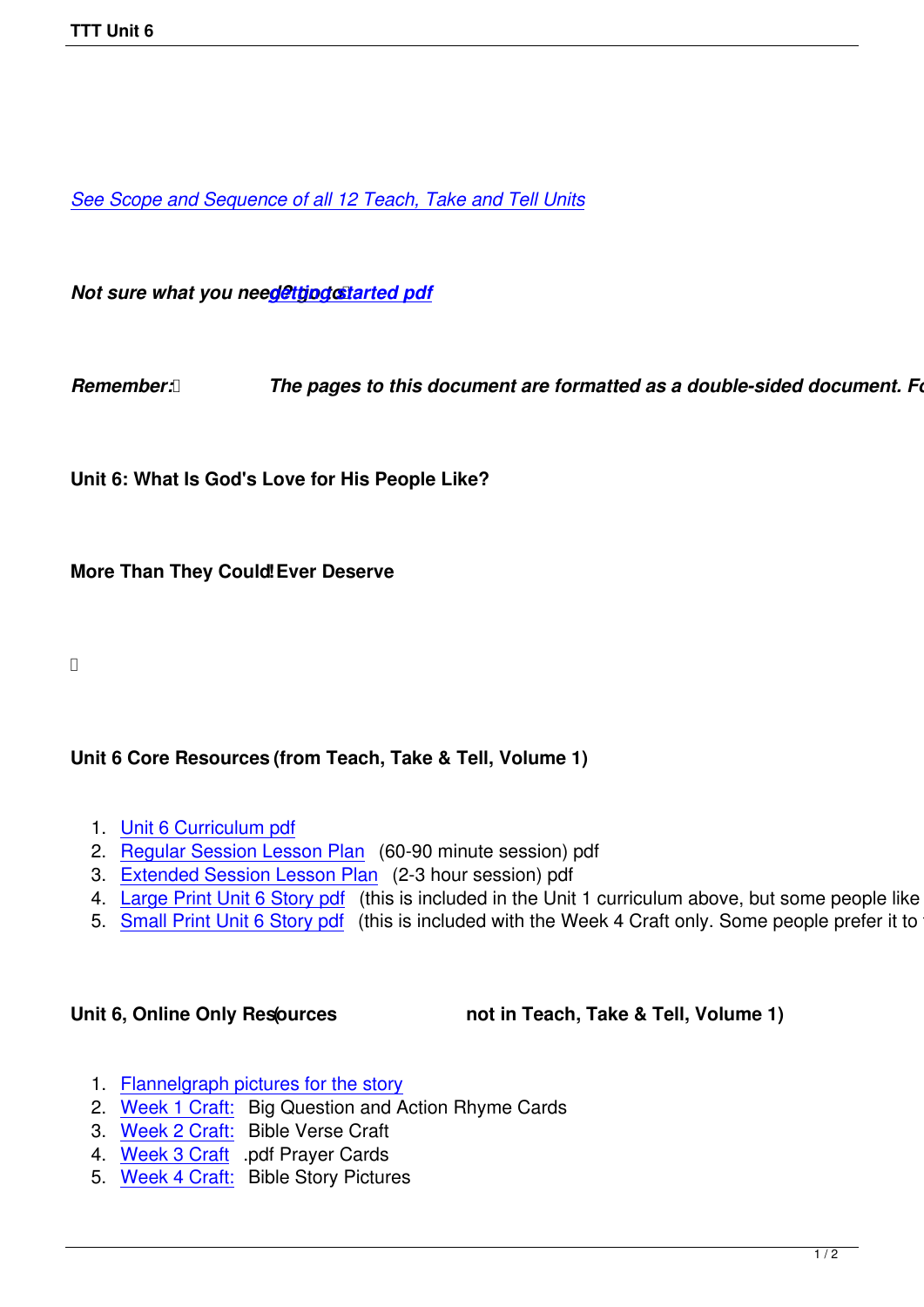*See Scope and Sequence of all 12 Teach, Take and Tell Units*

***Not sure what you need? go to Getting Started pdf***

***Remember: The pages to this document are formatted as a double-sided document. Fo***

**Unit 6: What Is God's Love for His People Like?**

**More Than They Could Ever Deserve**

**Unit 6 Core Resources (from Teach, Take & Tell, Volume 1)**

1. Unit 6 Curriculum pdf
2. Regular Session Lesson Plan (60-90 minute session) pdf
3. Extended Session Lesson Plan (2-3 hour session) pdf
4. Large Print Unit 6 Story pdf (this is included in the Unit 1 curriculum above, but some people like
5. Small Print Unit 6 Story pdf (this is included with the Week 4 Craft only. Some people prefer it to

**Unit 6, Online Only Resources (not in Teach, Take & Tell, Volume 1)**

1. Flannelgraph pictures for the story
2. Week 1 Craft: Big Question and Action Rhyme Cards
3. Week 2 Craft: Bible Verse Craft
4. Week 3 Craft .pdf Prayer Cards
5. Week 4 Craft: Bible Story Pictures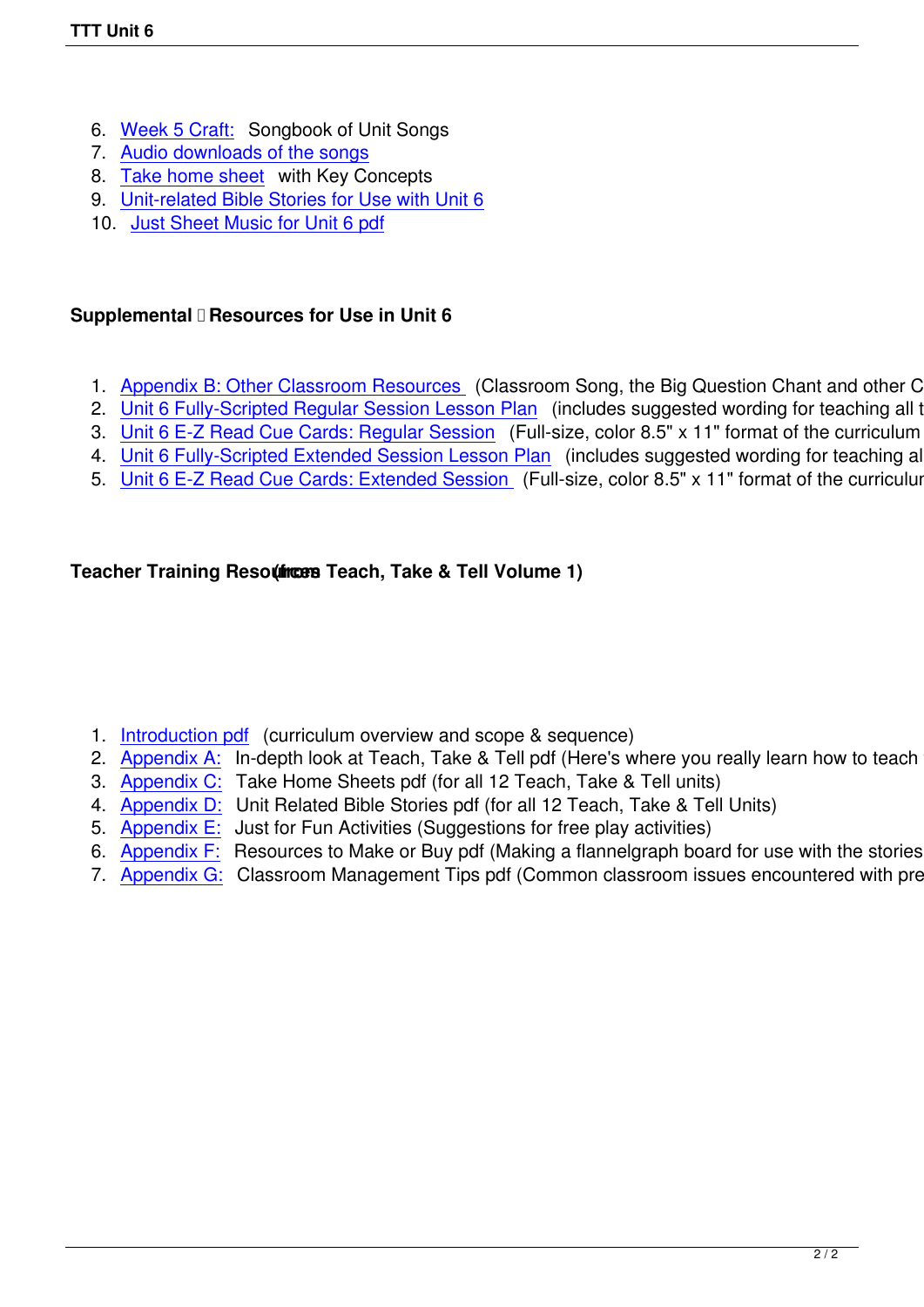6. Week 5 Craft: Songbook of Unit Songs
7. Audio downloads of the songs
8. Take home sheet with Key Concepts
9. Unit-related Bible Stories for Use with Unit 6
10. Just Sheet Music for Unit 6 pdf

**Supplemental Resources for Use in Unit 6**

1. Appendix B: Other Classroom Resources (Classroom Song, the Big Question Chant and other C
2. Unit 6 Fully-Scripted Regular Session Lesson Plan (includes suggested wording for teaching all t
3. Unit 6 E-Z Read Cue Cards: Regular Session (Full-size, color 8.5" x 11" format of the curriculum
4. Unit 6 Fully-Scripted Extended Session Lesson Plan (includes suggested wording for teaching al
5. Unit 6 E-Z Read Cue Cards: Extended Session (Full-size, color 8.5" x 11" format of the curriculur

**Teacher Training Resources (from Teach, Take & Tell Volume 1)**

1. Introduction pdf (curriculum overview and scope & sequence)
2. Appendix A: In-depth look at Teach, Take & Tell pdf (Here's where you really learn how to teach
3. Appendix C: Take Home Sheets pdf (for all 12 Teach, Take & Tell units)
4. Appendix D: Unit Related Bible Stories pdf (for all 12 Teach, Take & Tell Units)
5. Appendix E: Just for Fun Activities (Suggestions for free play activities)
6. Appendix F: Resources to Make or Buy pdf (Making a flannelgraph board for use with the stories
7. Appendix G: Classroom Management Tips pdf (Common classroom issues encountered with pre